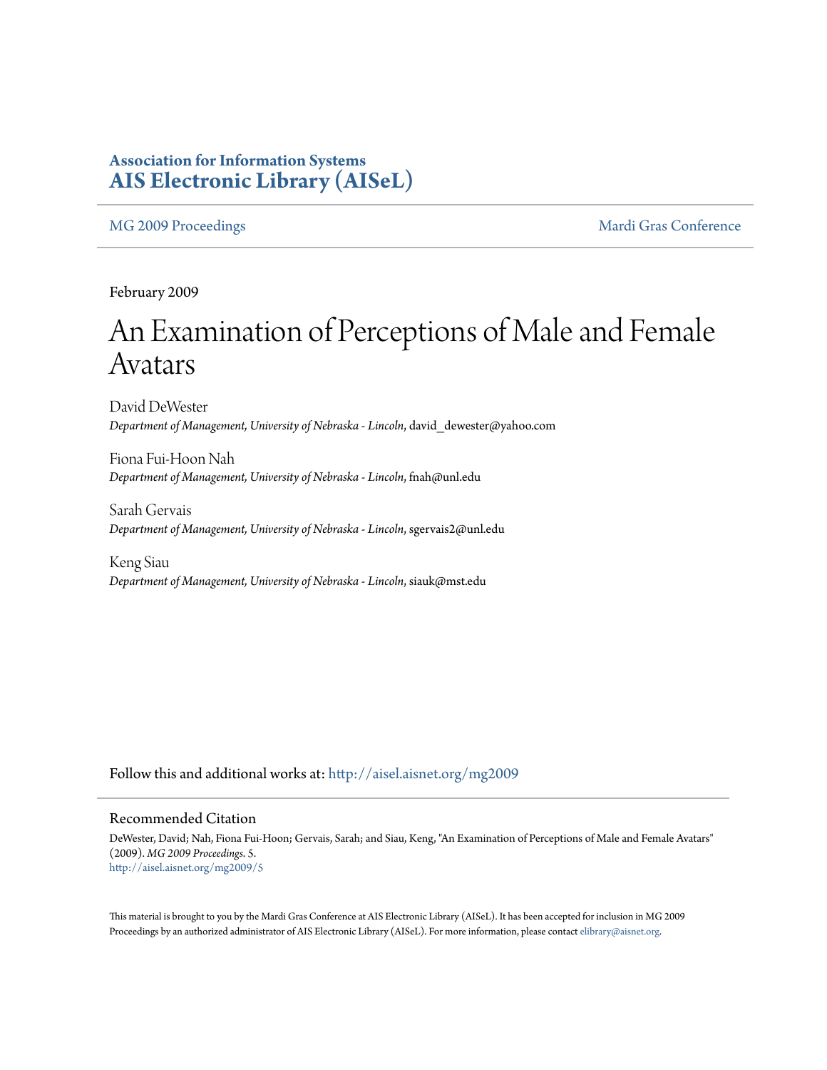**Association for Information Systems**
**AIS Electronic Library (AISeL)**

MG 2009 Proceedings | Mardi Gras Conference

February 2009

# An Examination of Perceptions of Male and Female Avatars

David DeWester
*Department of Management, University of Nebraska - Lincoln*, david_dewester@yahoo.com

Fiona Fui-Hoon Nah
*Department of Management, University of Nebraska - Lincoln*, fnah@unl.edu

Sarah Gervais
*Department of Management, University of Nebraska - Lincoln*, sgervais2@unl.edu

Keng Siau
*Department of Management, University of Nebraska - Lincoln*, siauk@mst.edu

Follow this and additional works at: http://aisel.aisnet.org/mg2009

## Recommended Citation

DeWester, David; Nah, Fiona Fui-Hoon; Gervais, Sarah; and Siau, Keng, "An Examination of Perceptions of Male and Female Avatars" (2009). *MG 2009 Proceedings*. 5.
http://aisel.aisnet.org/mg2009/5

This material is brought to you by the Mardi Gras Conference at AIS Electronic Library (AISeL). It has been accepted for inclusion in MG 2009 Proceedings by an authorized administrator of AIS Electronic Library (AISeL). For more information, please contact elibrary@aisnet.org.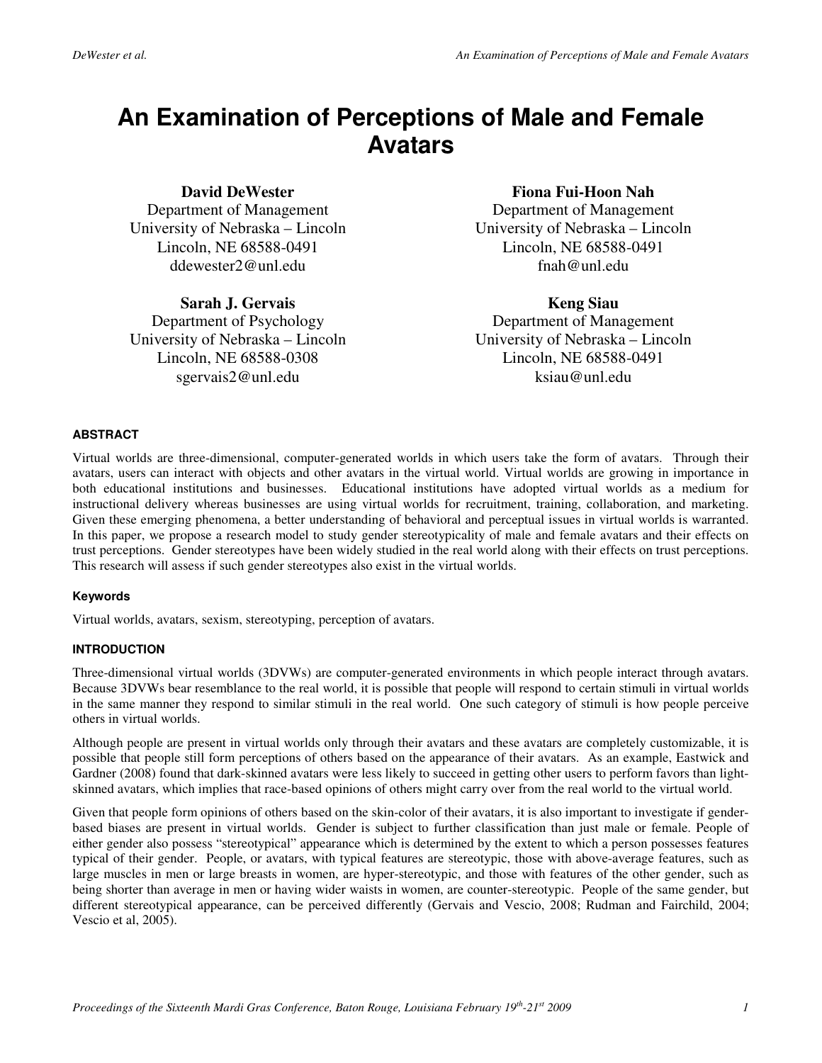# An Examination of Perceptions of Male and Female Avatars

**David DeWester**
Department of Management
University of Nebraska – Lincoln
Lincoln, NE 68588-0491
ddewester2@unl.edu

**Fiona Fui-Hoon Nah**
Department of Management
University of Nebraska – Lincoln
Lincoln, NE 68588-0491
fnah@unl.edu

**Sarah J. Gervais**
Department of Psychology
University of Nebraska – Lincoln
Lincoln, NE 68588-0308
sgervais2@unl.edu

**Keng Siau**
Department of Management
University of Nebraska – Lincoln
Lincoln, NE 68588-0491
ksiau@unl.edu

#### ABSTRACT

Virtual worlds are three-dimensional, computer-generated worlds in which users take the form of avatars. Through their avatars, users can interact with objects and other avatars in the virtual world. Virtual worlds are growing in importance in both educational institutions and businesses. Educational institutions have adopted virtual worlds as a medium for instructional delivery whereas businesses are using virtual worlds for recruitment, training, collaboration, and marketing. Given these emerging phenomena, a better understanding of behavioral and perceptual issues in virtual worlds is warranted. In this paper, we propose a research model to study gender stereotypicality of male and female avatars and their effects on trust perceptions. Gender stereotypes have been widely studied in the real world along with their effects on trust perceptions. This research will assess if such gender stereotypes also exist in the virtual worlds.

#### Keywords

Virtual worlds, avatars, sexism, stereotyping, perception of avatars.

#### INTRODUCTION

Three-dimensional virtual worlds (3DVWs) are computer-generated environments in which people interact through avatars. Because 3DVWs bear resemblance to the real world, it is possible that people will respond to certain stimuli in virtual worlds in the same manner they respond to similar stimuli in the real world. One such category of stimuli is how people perceive others in virtual worlds.

Although people are present in virtual worlds only through their avatars and these avatars are completely customizable, it is possible that people still form perceptions of others based on the appearance of their avatars. As an example, Eastwick and Gardner (2008) found that dark-skinned avatars were less likely to succeed in getting other users to perform favors than light-skinned avatars, which implies that race-based opinions of others might carry over from the real world to the virtual world.

Given that people form opinions of others based on the skin-color of their avatars, it is also important to investigate if gender-based biases are present in virtual worlds. Gender is subject to further classification than just male or female. People of either gender also possess "stereotypical" appearance which is determined by the extent to which a person possesses features typical of their gender. People, or avatars, with typical features are stereotypic, those with above-average features, such as large muscles in men or large breasts in women, are hyper-stereotypic, and those with features of the other gender, such as being shorter than average in men or having wider waists in women, are counter-stereotypic. People of the same gender, but different stereotypical appearance, can be perceived differently (Gervais and Vescio, 2008; Rudman and Fairchild, 2004; Vescio et al, 2005).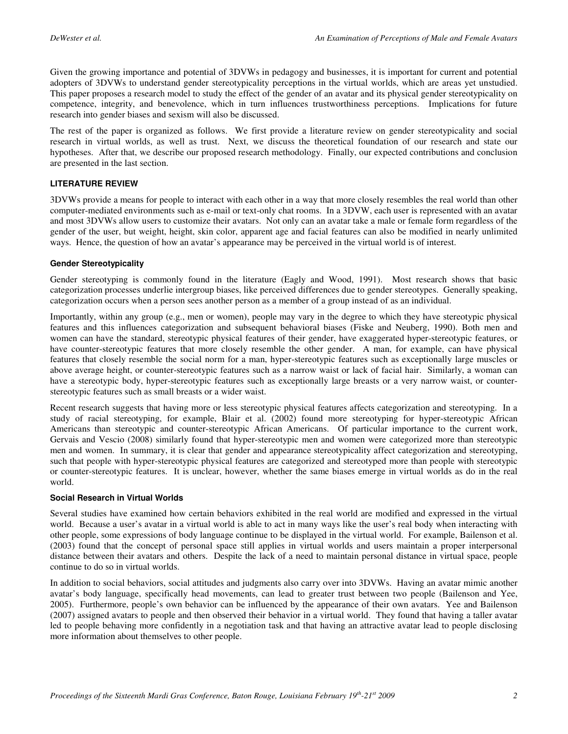Given the growing importance and potential of 3DVWs in pedagogy and businesses, it is important for current and potential adopters of 3DVWs to understand gender stereotypicality perceptions in the virtual worlds, which are areas yet unstudied. This paper proposes a research model to study the effect of the gender of an avatar and its physical gender stereotypicality on competence, integrity, and benevolence, which in turn influences trustworthiness perceptions. Implications for future research into gender biases and sexism will also be discussed.

The rest of the paper is organized as follows. We first provide a literature review on gender stereotypicality and social research in virtual worlds, as well as trust. Next, we discuss the theoretical foundation of our research and state our hypotheses. After that, we describe our proposed research methodology. Finally, our expected contributions and conclusion are presented in the last section.

## LITERATURE REVIEW

3DVWs provide a means for people to interact with each other in a way that more closely resembles the real world than other computer-mediated environments such as e-mail or text-only chat rooms. In a 3DVW, each user is represented with an avatar and most 3DVWs allow users to customize their avatars. Not only can an avatar take a male or female form regardless of the gender of the user, but weight, height, skin color, apparent age and facial features can also be modified in nearly unlimited ways. Hence, the question of how an avatar's appearance may be perceived in the virtual world is of interest.

### Gender Stereotypicality

Gender stereotyping is commonly found in the literature (Eagly and Wood, 1991). Most research shows that basic categorization processes underlie intergroup biases, like perceived differences due to gender stereotypes. Generally speaking, categorization occurs when a person sees another person as a member of a group instead of as an individual.

Importantly, within any group (e.g., men or women), people may vary in the degree to which they have stereotypic physical features and this influences categorization and subsequent behavioral biases (Fiske and Neuberg, 1990). Both men and women can have the standard, stereotypic physical features of their gender, have exaggerated hyper-stereotypic features, or have counter-stereotypic features that more closely resemble the other gender. A man, for example, can have physical features that closely resemble the social norm for a man, hyper-stereotypic features such as exceptionally large muscles or above average height, or counter-stereotypic features such as a narrow waist or lack of facial hair. Similarly, a woman can have a stereotypic body, hyper-stereotypic features such as exceptionally large breasts or a very narrow waist, or counter-stereotypic features such as small breasts or a wider waist.

Recent research suggests that having more or less stereotypic physical features affects categorization and stereotyping. In a study of racial stereotyping, for example, Blair et al. (2002) found more stereotyping for hyper-stereotypic African Americans than stereotypic and counter-stereotypic African Americans. Of particular importance to the current work, Gervais and Vescio (2008) similarly found that hyper-stereotypic men and women were categorized more than stereotypic men and women. In summary, it is clear that gender and appearance stereotypicality affect categorization and stereotyping, such that people with hyper-stereotypic physical features are categorized and stereotyped more than people with stereotypic or counter-stereotypic features. It is unclear, however, whether the same biases emerge in virtual worlds as do in the real world.

### Social Research in Virtual Worlds

Several studies have examined how certain behaviors exhibited in the real world are modified and expressed in the virtual world. Because a user's avatar in a virtual world is able to act in many ways like the user's real body when interacting with other people, some expressions of body language continue to be displayed in the virtual world. For example, Bailenson et al. (2003) found that the concept of personal space still applies in virtual worlds and users maintain a proper interpersonal distance between their avatars and others. Despite the lack of a need to maintain personal distance in virtual space, people continue to do so in virtual worlds.

In addition to social behaviors, social attitudes and judgments also carry over into 3DVWs. Having an avatar mimic another avatar's body language, specifically head movements, can lead to greater trust between two people (Bailenson and Yee, 2005). Furthermore, people's own behavior can be influenced by the appearance of their own avatars. Yee and Bailenson (2007) assigned avatars to people and then observed their behavior in a virtual world. They found that having a taller avatar led to people behaving more confidently in a negotiation task and that having an attractive avatar lead to people disclosing more information about themselves to other people.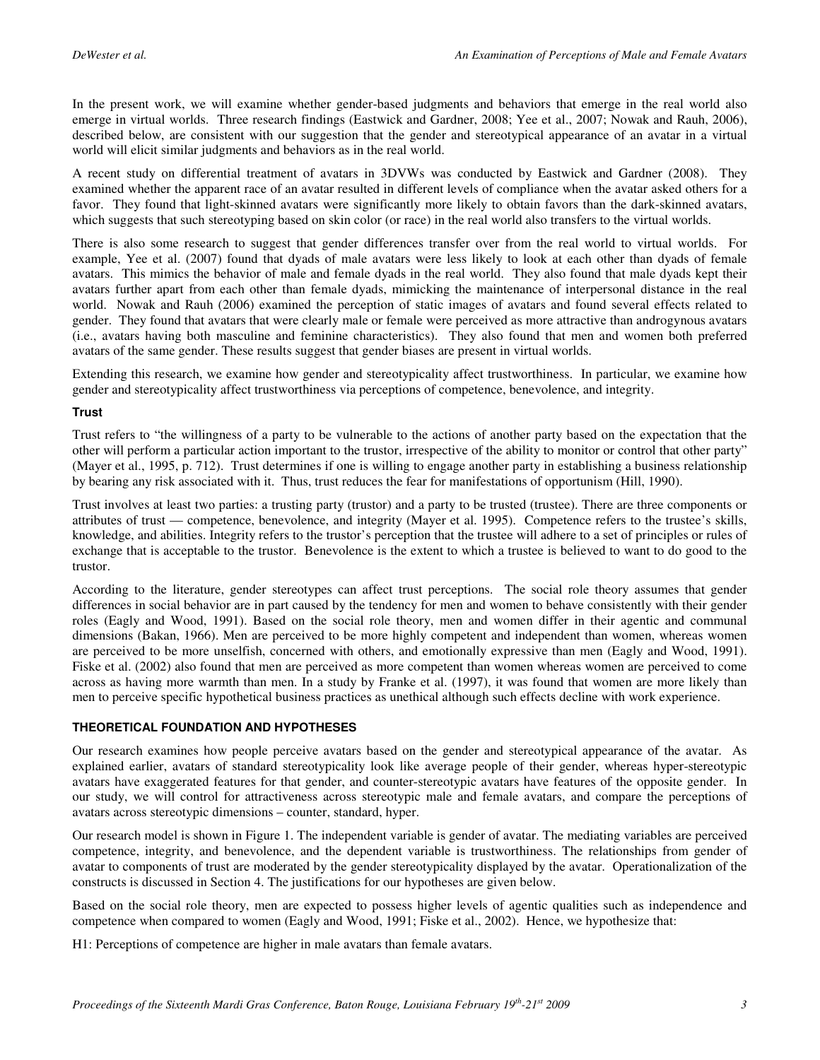In the present work, we will examine whether gender-based judgments and behaviors that emerge in the real world also emerge in virtual worlds. Three research findings (Eastwick and Gardner, 2008; Yee et al., 2007; Nowak and Rauh, 2006), described below, are consistent with our suggestion that the gender and stereotypical appearance of an avatar in a virtual world will elicit similar judgments and behaviors as in the real world.

A recent study on differential treatment of avatars in 3DVWs was conducted by Eastwick and Gardner (2008). They examined whether the apparent race of an avatar resulted in different levels of compliance when the avatar asked others for a favor. They found that light-skinned avatars were significantly more likely to obtain favors than the dark-skinned avatars, which suggests that such stereotyping based on skin color (or race) in the real world also transfers to the virtual worlds.

There is also some research to suggest that gender differences transfer over from the real world to virtual worlds. For example, Yee et al. (2007) found that dyads of male avatars were less likely to look at each other than dyads of female avatars. This mimics the behavior of male and female dyads in the real world. They also found that male dyads kept their avatars further apart from each other than female dyads, mimicking the maintenance of interpersonal distance in the real world. Nowak and Rauh (2006) examined the perception of static images of avatars and found several effects related to gender. They found that avatars that were clearly male or female were perceived as more attractive than androgynous avatars (i.e., avatars having both masculine and feminine characteristics). They also found that men and women both preferred avatars of the same gender. These results suggest that gender biases are present in virtual worlds.

Extending this research, we examine how gender and stereotypicality affect trustworthiness. In particular, we examine how gender and stereotypicality affect trustworthiness via perceptions of competence, benevolence, and integrity.

### Trust

Trust refers to "the willingness of a party to be vulnerable to the actions of another party based on the expectation that the other will perform a particular action important to the trustor, irrespective of the ability to monitor or control that other party" (Mayer et al., 1995, p. 712). Trust determines if one is willing to engage another party in establishing a business relationship by bearing any risk associated with it. Thus, trust reduces the fear for manifestations of opportunism (Hill, 1990).

Trust involves at least two parties: a trusting party (trustor) and a party to be trusted (trustee). There are three components or attributes of trust — competence, benevolence, and integrity (Mayer et al. 1995). Competence refers to the trustee's skills, knowledge, and abilities. Integrity refers to the trustor's perception that the trustee will adhere to a set of principles or rules of exchange that is acceptable to the trustor. Benevolence is the extent to which a trustee is believed to want to do good to the trustor.

According to the literature, gender stereotypes can affect trust perceptions. The social role theory assumes that gender differences in social behavior are in part caused by the tendency for men and women to behave consistently with their gender roles (Eagly and Wood, 1991). Based on the social role theory, men and women differ in their agentic and communal dimensions (Bakan, 1966). Men are perceived to be more highly competent and independent than women, whereas women are perceived to be more unselfish, concerned with others, and emotionally expressive than men (Eagly and Wood, 1991). Fiske et al. (2002) also found that men are perceived as more competent than women whereas women are perceived to come across as having more warmth than men. In a study by Franke et al. (1997), it was found that women are more likely than men to perceive specific hypothetical business practices as unethical although such effects decline with work experience.

## THEORETICAL FOUNDATION AND HYPOTHESES

Our research examines how people perceive avatars based on the gender and stereotypical appearance of the avatar. As explained earlier, avatars of standard stereotypicality look like average people of their gender, whereas hyper-stereotypic avatars have exaggerated features for that gender, and counter-stereotypic avatars have features of the opposite gender. In our study, we will control for attractiveness across stereotypic male and female avatars, and compare the perceptions of avatars across stereotypic dimensions – counter, standard, hyper.

Our research model is shown in Figure 1. The independent variable is gender of avatar. The mediating variables are perceived competence, integrity, and benevolence, and the dependent variable is trustworthiness. The relationships from gender of avatar to components of trust are moderated by the gender stereotypicality displayed by the avatar. Operationalization of the constructs is discussed in Section 4. The justifications for our hypotheses are given below.

Based on the social role theory, men are expected to possess higher levels of agentic qualities such as independence and competence when compared to women (Eagly and Wood, 1991; Fiske et al., 2002). Hence, we hypothesize that:

H1: Perceptions of competence are higher in male avatars than female avatars.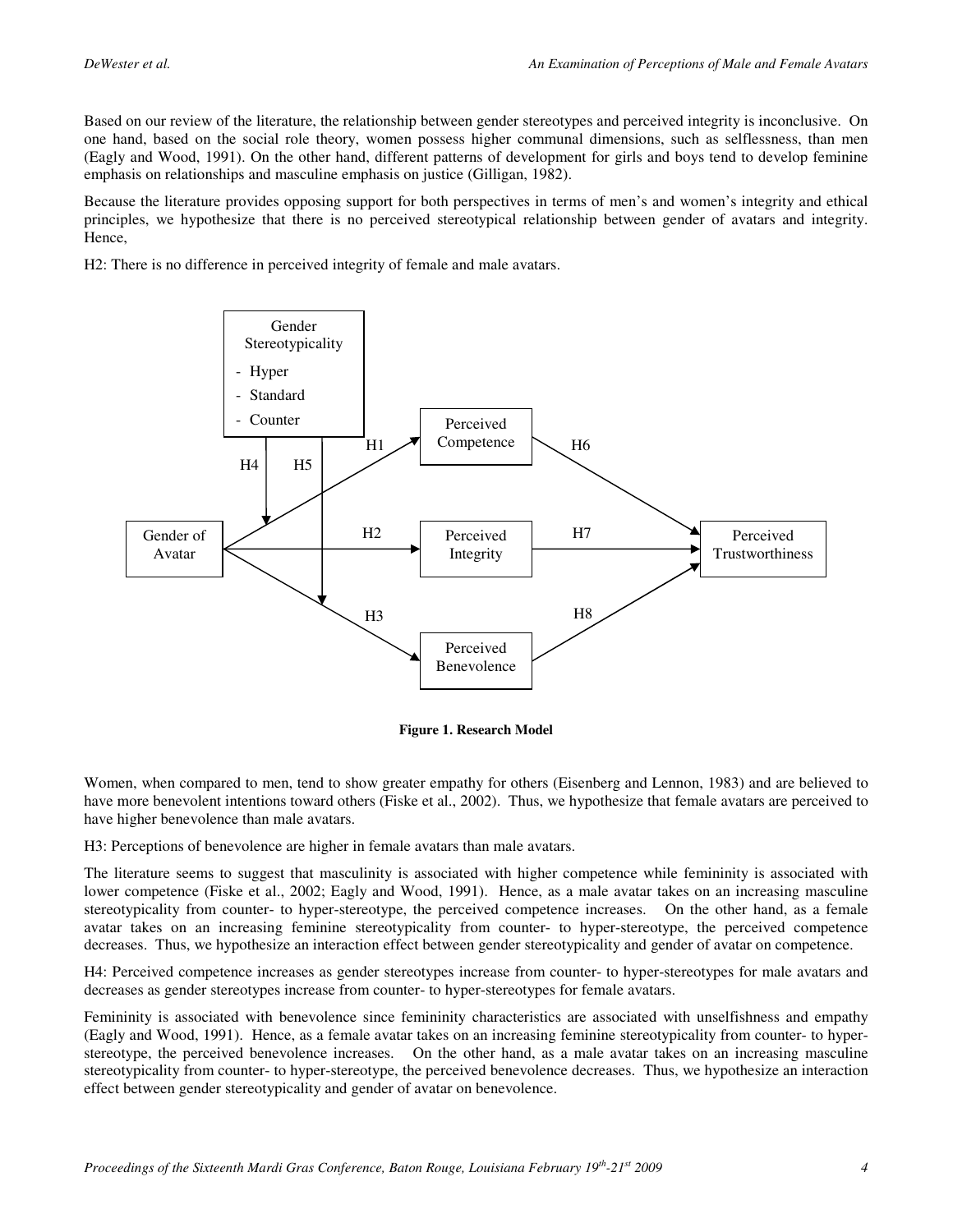Based on our review of the literature, the relationship between gender stereotypes and perceived integrity is inconclusive. On one hand, based on the social role theory, women possess higher communal dimensions, such as selflessness, than men (Eagly and Wood, 1991). On the other hand, different patterns of development for girls and boys tend to develop feminine emphasis on relationships and masculine emphasis on justice (Gilligan, 1982).

Because the literature provides opposing support for both perspectives in terms of men's and women's integrity and ethical principles, we hypothesize that there is no perceived stereotypical relationship between gender of avatars and integrity. Hence,

H2: There is no difference in perceived integrity of female and male avatars.

**Figure 1. Research Model**

Women, when compared to men, tend to show greater empathy for others (Eisenberg and Lennon, 1983) and are believed to have more benevolent intentions toward others (Fiske et al., 2002). Thus, we hypothesize that female avatars are perceived to have higher benevolence than male avatars.

H3: Perceptions of benevolence are higher in female avatars than male avatars.

The literature seems to suggest that masculinity is associated with higher competence while femininity is associated with lower competence (Fiske et al., 2002; Eagly and Wood, 1991). Hence, as a male avatar takes on an increasing masculine stereotypicality from counter- to hyper-stereotype, the perceived competence increases. On the other hand, as a female avatar takes on an increasing feminine stereotypicality from counter- to hyper-stereotype, the perceived competence decreases. Thus, we hypothesize an interaction effect between gender stereotypicality and gender of avatar on competence.

H4: Perceived competence increases as gender stereotypes increase from counter- to hyper-stereotypes for male avatars and decreases as gender stereotypes increase from counter- to hyper-stereotypes for female avatars.

Femininity is associated with benevolence since femininity characteristics are associated with unselfishness and empathy (Eagly and Wood, 1991). Hence, as a female avatar takes on an increasing feminine stereotypicality from counter- to hyper-stereotype, the perceived benevolence increases. On the other hand, as a male avatar takes on an increasing masculine stereotypicality from counter- to hyper-stereotype, the perceived benevolence decreases. Thus, we hypothesize an interaction effect between gender stereotypicality and gender of avatar on benevolence.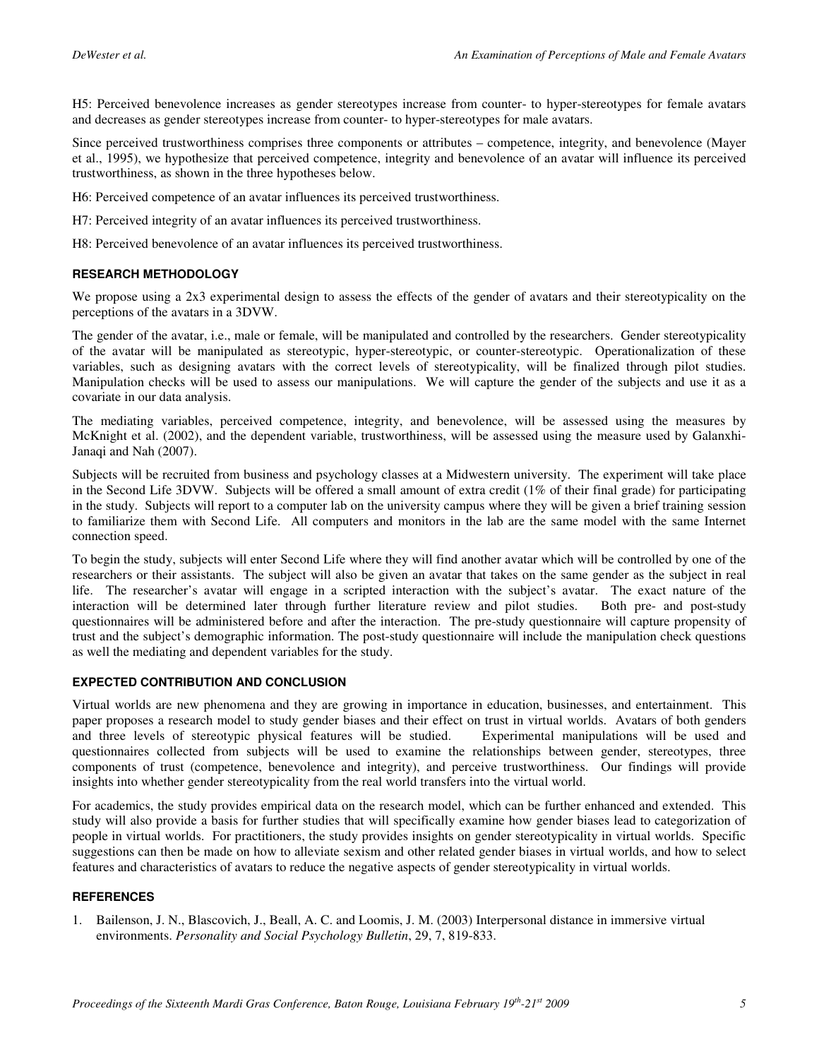H5: Perceived benevolence increases as gender stereotypes increase from counter- to hyper-stereotypes for female avatars and decreases as gender stereotypes increase from counter- to hyper-stereotypes for male avatars.

Since perceived trustworthiness comprises three components or attributes – competence, integrity, and benevolence (Mayer et al., 1995), we hypothesize that perceived competence, integrity and benevolence of an avatar will influence its perceived trustworthiness, as shown in the three hypotheses below.

H6: Perceived competence of an avatar influences its perceived trustworthiness.

H7: Perceived integrity of an avatar influences its perceived trustworthiness.

H8: Perceived benevolence of an avatar influences its perceived trustworthiness.

## RESEARCH METHODOLOGY

We propose using a 2x3 experimental design to assess the effects of the gender of avatars and their stereotypicality on the perceptions of the avatars in a 3DVW.

The gender of the avatar, i.e., male or female, will be manipulated and controlled by the researchers. Gender stereotypicality of the avatar will be manipulated as stereotypic, hyper-stereotypic, or counter-stereotypic. Operationalization of these variables, such as designing avatars with the correct levels of stereotypicality, will be finalized through pilot studies. Manipulation checks will be used to assess our manipulations. We will capture the gender of the subjects and use it as a covariate in our data analysis.

The mediating variables, perceived competence, integrity, and benevolence, will be assessed using the measures by McKnight et al. (2002), and the dependent variable, trustworthiness, will be assessed using the measure used by Galanxhi-Janaqi and Nah (2007).

Subjects will be recruited from business and psychology classes at a Midwestern university. The experiment will take place in the Second Life 3DVW. Subjects will be offered a small amount of extra credit (1% of their final grade) for participating in the study. Subjects will report to a computer lab on the university campus where they will be given a brief training session to familiarize them with Second Life. All computers and monitors in the lab are the same model with the same Internet connection speed.

To begin the study, subjects will enter Second Life where they will find another avatar which will be controlled by one of the researchers or their assistants. The subject will also be given an avatar that takes on the same gender as the subject in real life. The researcher's avatar will engage in a scripted interaction with the subject's avatar. The exact nature of the interaction will be determined later through further literature review and pilot studies. Both pre- and post-study questionnaires will be administered before and after the interaction. The pre-study questionnaire will capture propensity of trust and the subject's demographic information. The post-study questionnaire will include the manipulation check questions as well the mediating and dependent variables for the study.

## EXPECTED CONTRIBUTION AND CONCLUSION

Virtual worlds are new phenomena and they are growing in importance in education, businesses, and entertainment. This paper proposes a research model to study gender biases and their effect on trust in virtual worlds. Avatars of both genders and three levels of stereotypic physical features will be studied. Experimental manipulations will be used and questionnaires collected from subjects will be used to examine the relationships between gender, stereotypes, three components of trust (competence, benevolence and integrity), and perceive trustworthiness. Our findings will provide insights into whether gender stereotypicality from the real world transfers into the virtual world.

For academics, the study provides empirical data on the research model, which can be further enhanced and extended. This study will also provide a basis for further studies that will specifically examine how gender biases lead to categorization of people in virtual worlds. For practitioners, the study provides insights on gender stereotypicality in virtual worlds. Specific suggestions can then be made on how to alleviate sexism and other related gender biases in virtual worlds, and how to select features and characteristics of avatars to reduce the negative aspects of gender stereotypicality in virtual worlds.

## REFERENCES

1. Bailenson, J. N., Blascovich, J., Beall, A. C. and Loomis, J. M. (2003) Interpersonal distance in immersive virtual environments. *Personality and Social Psychology Bulletin*, 29, 7, 819-833.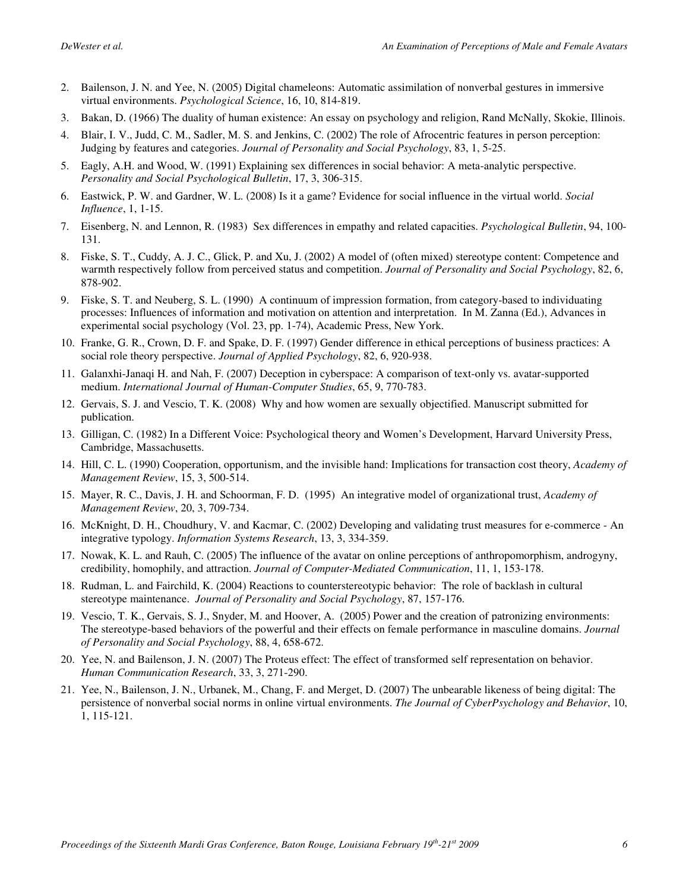2. Bailenson, J. N. and Yee, N. (2005) Digital chameleons: Automatic assimilation of nonverbal gestures in immersive virtual environments. *Psychological Science*, 16, 10, 814-819.
3. Bakan, D. (1966) The duality of human existence: An essay on psychology and religion, Rand McNally, Skokie, Illinois.
4. Blair, I. V., Judd, C. M., Sadler, M. S. and Jenkins, C. (2002) The role of Afrocentric features in person perception: Judging by features and categories. *Journal of Personality and Social Psychology*, 83, 1, 5-25.
5. Eagly, A.H. and Wood, W. (1991) Explaining sex differences in social behavior: A meta-analytic perspective. *Personality and Social Psychological Bulletin*, 17, 3, 306-315.
6. Eastwick, P. W. and Gardner, W. L. (2008) Is it a game? Evidence for social influence in the virtual world. *Social Influence*, 1, 1-15.
7. Eisenberg, N. and Lennon, R. (1983) Sex differences in empathy and related capacities. *Psychological Bulletin*, 94, 100-131.
8. Fiske, S. T., Cuddy, A. J. C., Glick, P. and Xu, J. (2002) A model of (often mixed) stereotype content: Competence and warmth respectively follow from perceived status and competition. *Journal of Personality and Social Psychology*, 82, 6, 878-902.
9. Fiske, S. T. and Neuberg, S. L. (1990) A continuum of impression formation, from category-based to individuating processes: Influences of information and motivation on attention and interpretation. In M. Zanna (Ed.), Advances in experimental social psychology (Vol. 23, pp. 1-74), Academic Press, New York.
10. Franke, G. R., Crown, D. F. and Spake, D. F. (1997) Gender difference in ethical perceptions of business practices: A social role theory perspective. *Journal of Applied Psychology*, 82, 6, 920-938.
11. Galanxhi-Janaqi H. and Nah, F. (2007) Deception in cyberspace: A comparison of text-only vs. avatar-supported medium. *International Journal of Human-Computer Studies*, 65, 9, 770-783.
12. Gervais, S. J. and Vescio, T. K. (2008) Why and how women are sexually objectified. Manuscript submitted for publication.
13. Gilligan, C. (1982) In a Different Voice: Psychological theory and Women's Development, Harvard University Press, Cambridge, Massachusetts.
14. Hill, C. L. (1990) Cooperation, opportunism, and the invisible hand: Implications for transaction cost theory, *Academy of Management Review*, 15, 3, 500-514.
15. Mayer, R. C., Davis, J. H. and Schoorman, F. D. (1995) An integrative model of organizational trust, *Academy of Management Review*, 20, 3, 709-734.
16. McKnight, D. H., Choudhury, V. and Kacmar, C. (2002) Developing and validating trust measures for e-commerce - An integrative typology. *Information Systems Research*, 13, 3, 334-359.
17. Nowak, K. L. and Rauh, C. (2005) The influence of the avatar on online perceptions of anthropomorphism, androgyny, credibility, homophily, and attraction. *Journal of Computer-Mediated Communication*, 11, 1, 153-178.
18. Rudman, L. and Fairchild, K. (2004) Reactions to counterstereotypic behavior: The role of backlash in cultural stereotype maintenance. *Journal of Personality and Social Psychology*, 87, 157-176.
19. Vescio, T. K., Gervais, S. J., Snyder, M. and Hoover, A. (2005) Power and the creation of patronizing environments: The stereotype-based behaviors of the powerful and their effects on female performance in masculine domains. *Journal of Personality and Social Psychology*, 88, 4, 658-672.
20. Yee, N. and Bailenson, J. N. (2007) The Proteus effect: The effect of transformed self representation on behavior. *Human Communication Research*, 33, 3, 271-290.
21. Yee, N., Bailenson, J. N., Urbanek, M., Chang, F. and Merget, D. (2007) The unbearable likeness of being digital: The persistence of nonverbal social norms in online virtual environments. *The Journal of CyberPsychology and Behavior*, 10, 1, 115-121.